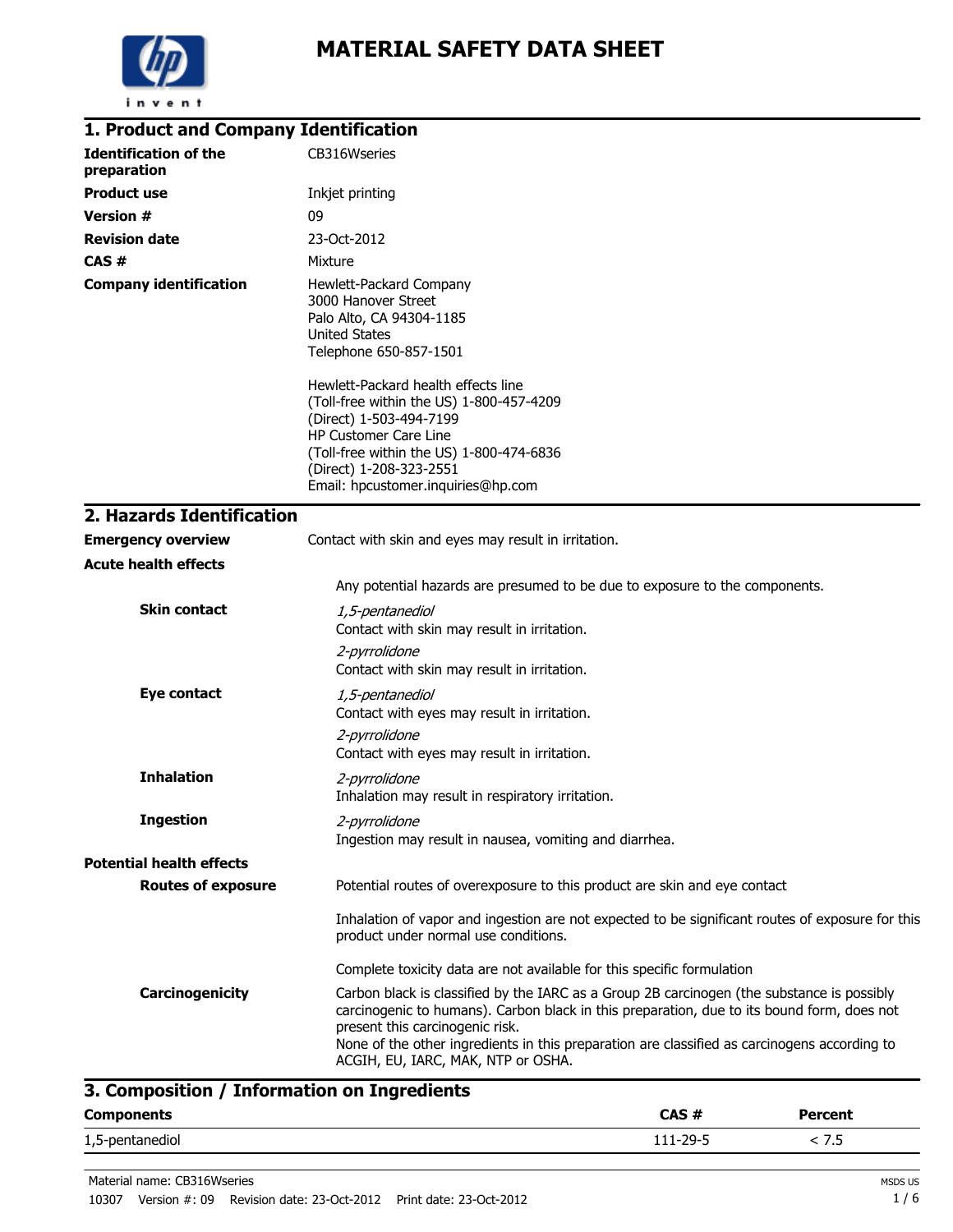# MATERIAL SAFETY DATA SHEET

## 1. Product and Company Identification

**Identification of the preparation** CB316Wseries

**Product use** Inkjet printing

**Version #** 09

**Revision date** 23-Oct-2012

**CAS #** Mixture

**Company identification**
Hewlett-Packard Company
3000 Hanover Street
Palo Alto, CA 94304-1185
United States
Telephone 650-857-1501

Hewlett-Packard health effects line
(Toll-free within the US) 1-800-457-4209
(Direct) 1-503-494-7199
HP Customer Care Line
(Toll-free within the US) 1-800-474-6836
(Direct) 1-208-323-2551
Email: hpcustomer.inquiries@hp.com

## 2. Hazards Identification

**Emergency overview** Contact with skin and eyes may result in irritation.

**Acute health effects**

Any potential hazards are presumed to be due to exposure to the components.

**Skin contact**

*1,5-pentanediol*
Contact with skin may result in irritation.

*2-pyrrolidone*
Contact with skin may result in irritation.

**Eye contact**

*1,5-pentanediol*
Contact with eyes may result in irritation.

*2-pyrrolidone*
Contact with eyes may result in irritation.

**Inhalation**

*2-pyrrolidone*
Inhalation may result in respiratory irritation.

**Ingestion**

*2-pyrrolidone*
Ingestion may result in nausea, vomiting and diarrhea.

**Potential health effects**

**Routes of exposure**

Potential routes of overexposure to this product are skin and eye contact

Inhalation of vapor and ingestion are not expected to be significant routes of exposure for this product under normal use conditions.

Complete toxicity data are not available for this specific formulation

**Carcinogenicity**

Carbon black is classified by the IARC as a Group 2B carcinogen (the substance is possibly carcinogenic to humans). Carbon black in this preparation, due to its bound form, does not present this carcinogenic risk.
None of the other ingredients in this preparation are classified as carcinogens according to ACGIH, EU, IARC, MAK, NTP or OSHA.

## 3. Composition / Information on Ingredients

| Components | CAS # | Percent |
|---|---|---|
| 1,5-pentanediol | 111-29-5 | < 7.5 |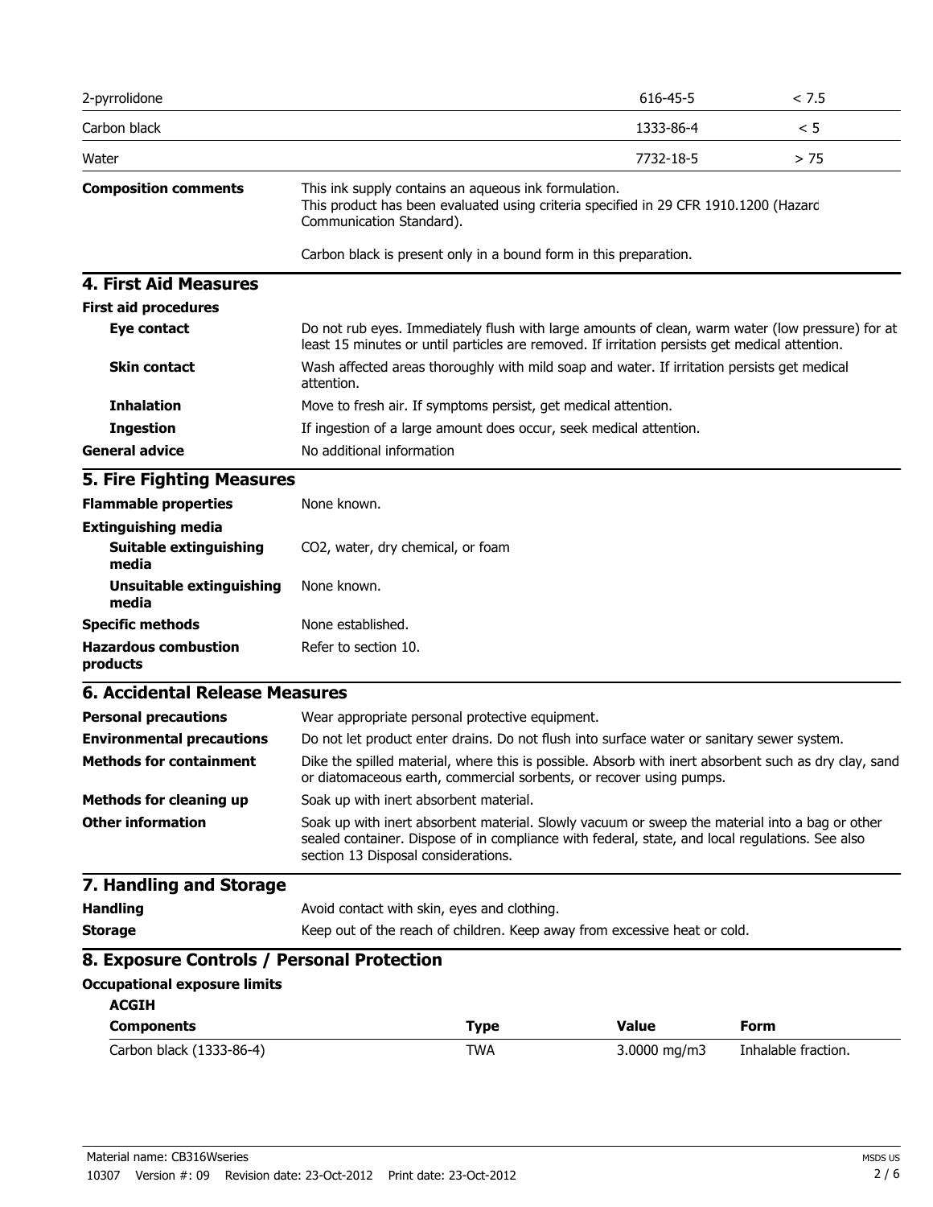| | | |
|---|---|---|
| 2-pyrrolidone | 616-45-5 | < 7.5 |
| Carbon black | 1333-86-4 | < 5 |
| Water | 7732-18-5 | > 75 |

**Composition comments** This ink supply contains an aqueous ink formulation. This product has been evaluated using criteria specified in 29 CFR 1910.1200 (Hazard Communication Standard).

Carbon black is present only in a bound form in this preparation.

## 4. First Aid Measures

**First aid procedures**

**Eye contact** Do not rub eyes. Immediately flush with large amounts of clean, warm water (low pressure) for at least 15 minutes or until particles are removed. If irritation persists get medical attention.

**Skin contact** Wash affected areas thoroughly with mild soap and water. If irritation persists get medical attention.

**Inhalation** Move to fresh air. If symptoms persist, get medical attention.

**Ingestion** If ingestion of a large amount does occur, seek medical attention.

**General advice** No additional information

## 5. Fire Fighting Measures

**Flammable properties** None known.

**Extinguishing media**

**Suitable extinguishing media** $CO_2$, water, dry chemical, or foam

**Unsuitable extinguishing media** None known.

**Specific methods** None established.

**Hazardous combustion products** Refer to section 10.

## 6. Accidental Release Measures

**Personal precautions** Wear appropriate personal protective equipment.

**Environmental precautions** Do not let product enter drains. Do not flush into surface water or sanitary sewer system.

**Methods for containment** Dike the spilled material, where this is possible. Absorb with inert absorbent such as dry clay, sand or diatomaceous earth, commercial sorbents, or recover using pumps.

**Methods for cleaning up** Soak up with inert absorbent material.

**Other information** Soak up with inert absorbent material. Slowly vacuum or sweep the material into a bag or other sealed container. Dispose of in compliance with federal, state, and local regulations. See also section 13 Disposal considerations.

## 7. Handling and Storage

**Handling** Avoid contact with skin, eyes and clothing.

**Storage** Keep out of the reach of children. Keep away from excessive heat or cold.

## 8. Exposure Controls / Personal Protection

**Occupational exposure limits**

**ACGIH**

| Components | Type | Value | Form |
|---|---|---|---|
| Carbon black (1333-86-4) | TWA | 3.0000 mg/m3 | Inhalable fraction. |

Material name: CB316Wseries

10307 Version #: 09 Revision date: 23-Oct-2012 Print date: 23-Oct-2012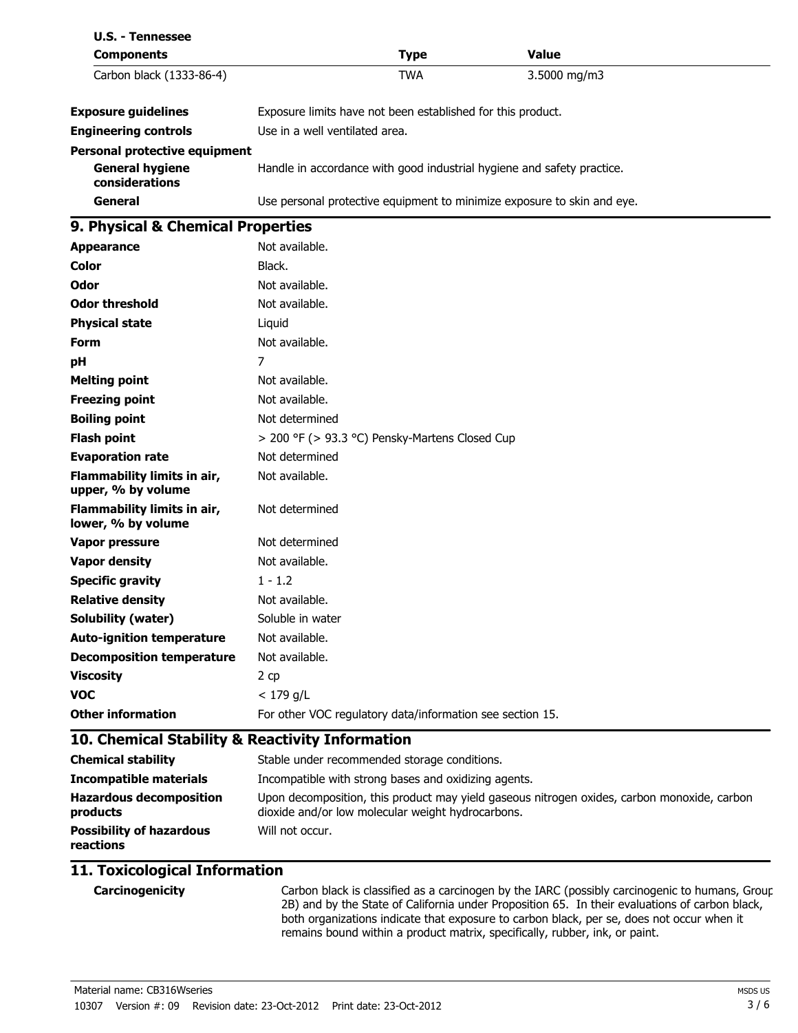**U.S. - Tennessee**

| Components | Type | Value |
|---|---|---|
| Carbon black (1333-86-4) | TWA | 3.5000 mg/m3 |

| | |
|---|---|
| **Exposure guidelines** | Exposure limits have not been established for this product. |
| **Engineering controls** | Use in a well ventilated area. |
| **Personal protective equipment** | |
| **General hygiene considerations** | Handle in accordance with good industrial hygiene and safety practice. |
| **General** | Use personal protective equipment to minimize exposure to skin and eye. |

## 9. Physical & Chemical Properties

| | |
|---|---|
| **Appearance** | Not available. |
| **Color** | Black. |
| **Odor** | Not available. |
| **Odor threshold** | Not available. |
| **Physical state** | Liquid |
| **Form** | Not available. |
| **pH** | 7 |
| **Melting point** | Not available. |
| **Freezing point** | Not available. |
| **Boiling point** | Not determined |
| **Flash point** | > 200 °F (> 93.3 °C) Pensky-Martens Closed Cup |
| **Evaporation rate** | Not determined |
| **Flammability limits in air, upper, % by volume** | Not available. |
| **Flammability limits in air, lower, % by volume** | Not determined |
| **Vapor pressure** | Not determined |
| **Vapor density** | Not available. |
| **Specific gravity** | 1 - 1.2 |
| **Relative density** | Not available. |
| **Solubility (water)** | Soluble in water |
| **Auto-ignition temperature** | Not available. |
| **Decomposition temperature** | Not available. |
| **Viscosity** | 2 cp |
| **VOC** | < 179 g/L |
| **Other information** | For other VOC regulatory data/information see section 15. |

## 10. Chemical Stability & Reactivity Information

| | |
|---|---|
| **Chemical stability** | Stable under recommended storage conditions. |
| **Incompatible materials** | Incompatible with strong bases and oxidizing agents. |
| **Hazardous decomposition products** | Upon decomposition, this product may yield gaseous nitrogen oxides, carbon monoxide, carbon dioxide and/or low molecular weight hydrocarbons. |
| **Possibility of hazardous reactions** | Will not occur. |

## 11. Toxicological Information

| | |
|---|---|
| **Carcinogenicity** | Carbon black is classified as a carcinogen by the IARC (possibly carcinogenic to humans, Group 2B) and by the State of California under Proposition 65. In their evaluations of carbon black, both organizations indicate that exposure to carbon black, per se, does not occur when it remains bound within a product matrix, specifically, rubber, ink, or paint. |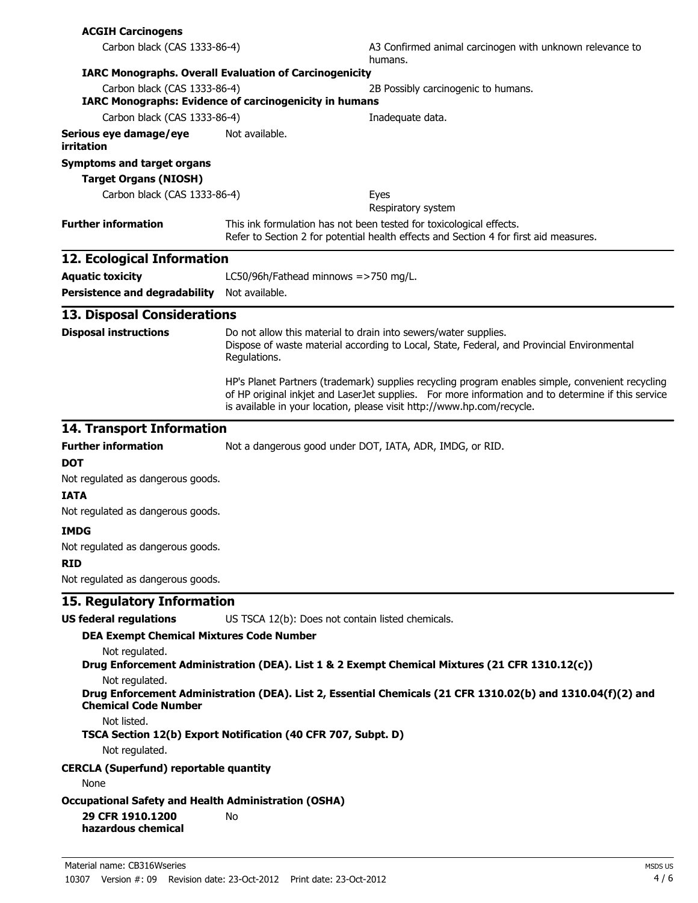**ACGIH Carcinogens**

| | |
|---|---|
| Carbon black (CAS 1333-86-4) | A3 Confirmed animal carcinogen with unknown relevance to humans. |

**IARC Monographs. Overall Evaluation of Carcinogenicity**

| | |
|---|---|
| Carbon black (CAS 1333-86-4) | 2B Possibly carcinogenic to humans. |

**IARC Monographs: Evidence of carcinogenicity in humans**

| | |
|---|---|
| Carbon black (CAS 1333-86-4) | Inadequate data. |

**Serious eye damage/eye irritation** Not available.

**Symptoms and target organs**

**Target Organs (NIOSH)**

| | |
|---|---|
| Carbon black (CAS 1333-86-4) | Eyes<br>Respiratory system |

**Further information** This ink formulation has not been tested for toxicological effects.
Refer to Section 2 for potential health effects and Section 4 for first aid measures.

## 12. Ecological Information

**Aquatic toxicity** LC50/96h/Fathead minnows =>750 mg/L.

**Persistence and degradability** Not available.

## 13. Disposal Considerations

**Disposal instructions** Do not allow this material to drain into sewers/water supplies.
Dispose of waste material according to Local, State, Federal, and Provincial Environmental Regulations.

HP's Planet Partners (trademark) supplies recycling program enables simple, convenient recycling of HP original inkjet and LaserJet supplies. For more information and to determine if this service is available in your location, please visit http://www.hp.com/recycle.

## 14. Transport Information

**Further information** Not a dangerous good under DOT, IATA, ADR, IMDG, or RID.

**DOT**

Not regulated as dangerous goods.

**IATA**

Not regulated as dangerous goods.

**IMDG**

Not regulated as dangerous goods.

**RID**

Not regulated as dangerous goods.

## 15. Regulatory Information

**US federal regulations** US TSCA 12(b): Does not contain listed chemicals.

**DEA Exempt Chemical Mixtures Code Number**

Not regulated.

**Drug Enforcement Administration (DEA). List 1 & 2 Exempt Chemical Mixtures (21 CFR 1310.12(c))**

Not regulated.

**Drug Enforcement Administration (DEA). List 2, Essential Chemicals (21 CFR 1310.02(b) and 1310.04(f)(2) and Chemical Code Number**

Not listed.

**TSCA Section 12(b) Export Notification (40 CFR 707, Subpt. D)**

Not regulated.

**CERCLA (Superfund) reportable quantity**

None

**Occupational Safety and Health Administration (OSHA)**

**29 CFR 1910.1200 hazardous chemical** No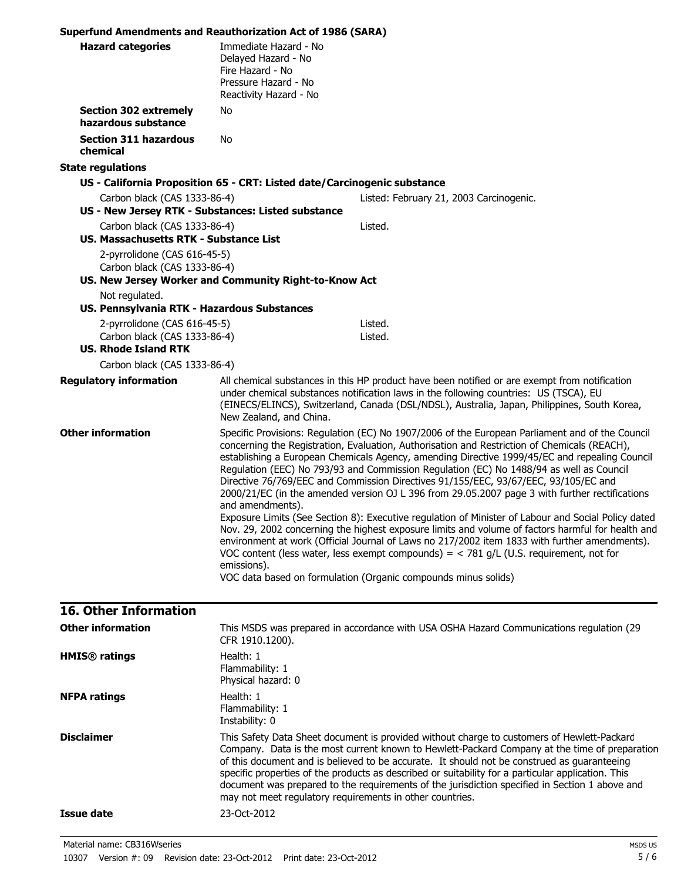**Superfund Amendments and Reauthorization Act of 1986 (SARA)**

| | |
|---|---|
| **Hazard categories** | Immediate Hazard - No<br>Delayed Hazard - No<br>Fire Hazard - No<br>Pressure Hazard - No<br>Reactivity Hazard - No |
| **Section 302 extremely hazardous substance** | No |
| **Section 311 hazardous chemical** | No |

**State regulations**

**US - California Proposition 65 - CRT: Listed date/Carcinogenic substance**

| | |
|---|---|
| Carbon black (CAS 1333-86-4) | Listed: February 21, 2003 Carcinogenic. |

**US - New Jersey RTK - Substances: Listed substance**

| | |
|---|---|
| Carbon black (CAS 1333-86-4) | Listed. |

**US. Massachusetts RTK - Substance List**

2-pyrrolidone (CAS 616-45-5)
Carbon black (CAS 1333-86-4)

**US. New Jersey Worker and Community Right-to-Know Act**

Not regulated.

**US. Pennsylvania RTK - Hazardous Substances**

| | |
|---|---|
| 2-pyrrolidone (CAS 616-45-5) | Listed. |
| Carbon black (CAS 1333-86-4) | Listed. |

**US. Rhode Island RTK**

Carbon black (CAS 1333-86-4)

**Regulatory information**

All chemical substances in this HP product have been notified or are exempt from notification under chemical substances notification laws in the following countries: US (TSCA), EU (EINECS/ELINCS), Switzerland, Canada (DSL/NDSL), Australia, Japan, Philippines, South Korea, New Zealand, and China.

**Other information**

Specific Provisions: Regulation (EC) No 1907/2006 of the European Parliament and of the Council concerning the Registration, Evaluation, Authorisation and Restriction of Chemicals (REACH), establishing a European Chemicals Agency, amending Directive 1999/45/EC and repealing Council Regulation (EEC) No 793/93 and Commission Regulation (EC) No 1488/94 as well as Council Directive 76/769/EEC and Commission Directives 91/155/EEC, 93/67/EEC, 93/105/EC and 2000/21/EC (in the amended version OJ L 396 from 29.05.2007 page 3 with further rectifications and amendments).

Exposure Limits (See Section 8): Executive regulation of Minister of Labour and Social Policy dated Nov. 29, 2002 concerning the highest exposure limits and volume of factors harmful for health and environment at work (Official Journal of Laws no 217/2002 item 1833 with further amendments).

VOC content (less water, less exempt compounds) = < 781 g/L (U.S. requirement, not for emissions).

VOC data based on formulation (Organic compounds minus solids)

## 16. Other Information

| | |
|---|---|
| **Other information** | This MSDS was prepared in accordance with USA OSHA Hazard Communications regulation (29 CFR 1910.1200). |
| **HMIS® ratings** | Health: 1<br>Flammability: 1<br>Physical hazard: 0 |
| **NFPA ratings** | Health: 1<br>Flammability: 1<br>Instability: 0 |
| **Disclaimer** | This Safety Data Sheet document is provided without charge to customers of Hewlett-Packard Company. Data is the most current known to Hewlett-Packard Company at the time of preparation of this document and is believed to be accurate. It should not be construed as guaranteeing specific properties of the products as described or suitability for a particular application. This document was prepared to the requirements of the jurisdiction specified in Section 1 above and may not meet regulatory requirements in other countries. |
| **Issue date** | 23-Oct-2012 |

Material name: CB316Wseries
10307 Version #: 09 Revision date: 23-Oct-2012 Print date: 23-Oct-2012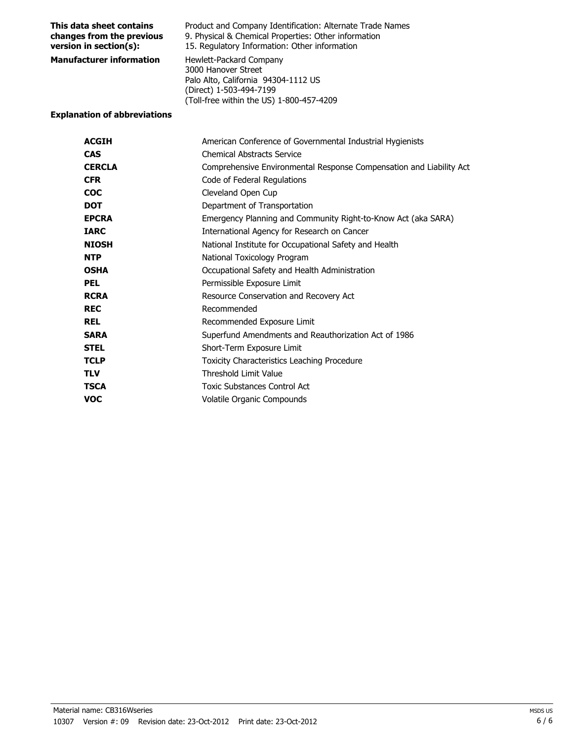**This data sheet contains changes from the previous version in section(s):**
Product and Company Identification: Alternate Trade Names
9. Physical & Chemical Properties: Other information
15. Regulatory Information: Other information

**Manufacturer information**
Hewlett-Packard Company
3000 Hanover Street
Palo Alto, California 94304-1112 US
(Direct) 1-503-494-7199
(Toll-free within the US) 1-800-457-4209

**Explanation of abbreviations**

| | |
|---|---|
| **ACGIH** | American Conference of Governmental Industrial Hygienists |
| **CAS** | Chemical Abstracts Service |
| **CERCLA** | Comprehensive Environmental Response Compensation and Liability Act |
| **CFR** | Code of Federal Regulations |
| **COC** | Cleveland Open Cup |
| **DOT** | Department of Transportation |
| **EPCRA** | Emergency Planning and Community Right-to-Know Act (aka SARA) |
| **IARC** | International Agency for Research on Cancer |
| **NIOSH** | National Institute for Occupational Safety and Health |
| **NTP** | National Toxicology Program |
| **OSHA** | Occupational Safety and Health Administration |
| **PEL** | Permissible Exposure Limit |
| **RCRA** | Resource Conservation and Recovery Act |
| **REC** | Recommended |
| **REL** | Recommended Exposure Limit |
| **SARA** | Superfund Amendments and Reauthorization Act of 1986 |
| **STEL** | Short-Term Exposure Limit |
| **TCLP** | Toxicity Characteristics Leaching Procedure |
| **TLV** | Threshold Limit Value |
| **TSCA** | Toxic Substances Control Act |
| **VOC** | Volatile Organic Compounds |